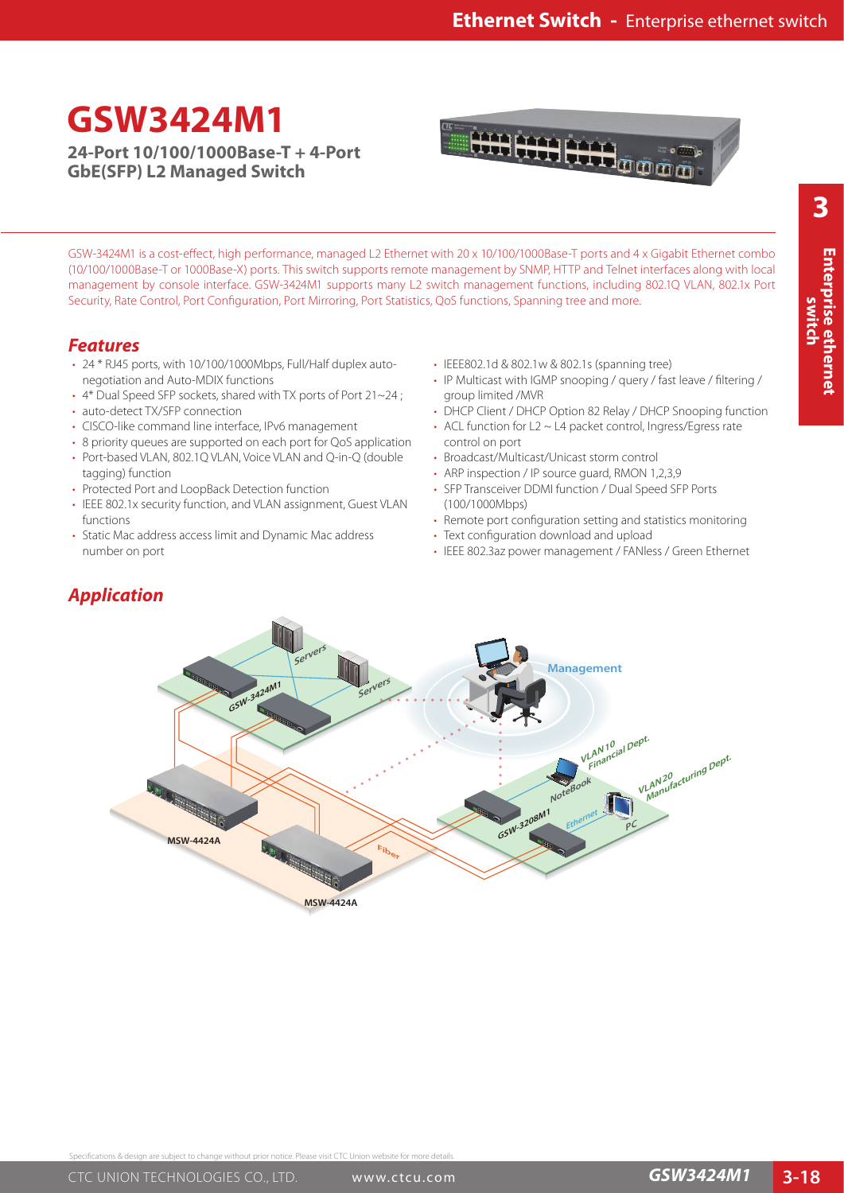# GSW3424M1

**24-Port 10/100/1000Base-T + 4-Port GbE(SFP) L2 Managed Switch**

GSW-3424M1 is a cost-effect, high performance, managed L2 Ethernet with 20 x 10/100/1000Base-T ports and 4 x Gigabit Ethernet combo (10/100/1000Base-T or 1000Base-X) ports. This switch supports remote management by SNMP, HTTP and Telnet interfaces along with local management by console interface. GSW-3424M1 supports many L2 switch management functions, including 802.1Q VLAN, 802.1x Port Security, Rate Control, Port Configuration, Port Mirroring, Port Statistics, QoS functions, Spanning tree and more.

## *Features*

- 24 * RJ45 ports, with 10/100/1000Mbps, Full/Half duplex auto-negotiation and Auto-MDIX functions
- 4* Dual Speed SFP sockets, shared with TX ports of Port 21~24 ;
- auto-detect TX/SFP connection
- CISCO-like command line interface, IPv6 management
- 8 priority queues are supported on each port for QoS application
- Port-based VLAN, 802.1Q VLAN, Voice VLAN and Q-in-Q (double tagging) function
- Protected Port and LoopBack Detection function
- IEEE 802.1x security function, and VLAN assignment, Guest VLAN functions
- Static Mac address access limit and Dynamic Mac address number on port
- IEEE802.1d & 802.1w & 802.1s (spanning tree)
- IP Multicast with IGMP snooping / query / fast leave / filtering / group limited /MVR
- DHCP Client / DHCP Option 82 Relay / DHCP Snooping function
- ACL function for L2 ~ L4 packet control, Ingress/Egress rate control on port
- Broadcast/Multicast/Unicast storm control
- ARP inspection / IP source guard, RMON 1,2,3,9
- SFP Transceiver DDMI function / Dual Speed SFP Ports (100/1000Mbps)
- Remote port configuration setting and statistics monitoring
- Text configuration download and upload
- IEEE 802.3az power management / FANless / Green Ethernet

## *Application*

Specifications & design are subject to change without prior notice. Please visit CTC Union website for more details.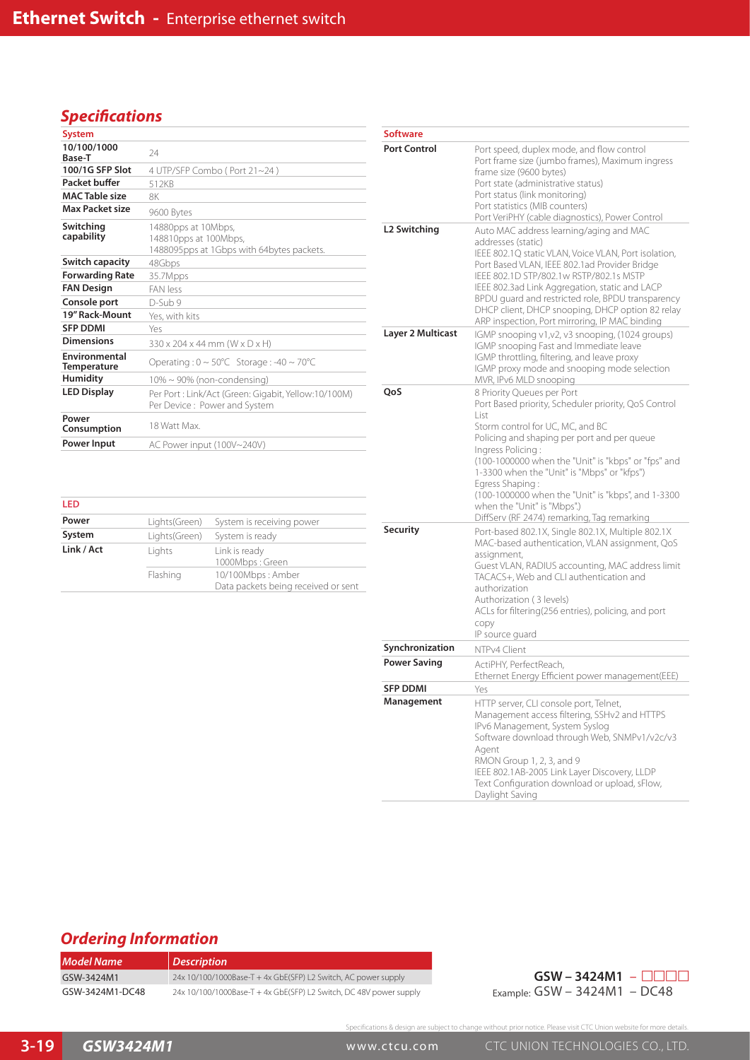## Specifications

| System | |
|---|---|
| 10/100/1000 Base-T | 24 |
| 100/1G SFP Slot | 4 UTP/SFP Combo ( Port 21~24 ) |
| Packet buffer | 512KB |
| MAC Table size | 8K |
| Max Packet size | 9600 Bytes |
| Switching capability | 14880pps at 10Mbps,<br>148810pps at 100Mbps,<br>1488095pps at 1Gbps with 64bytes packets. |
| Switch capacity | 48Gbps |
| Forwarding Rate | 35.7Mpps |
| FAN Design | FAN less |
| Console port | D-Sub 9 |
| 19" Rack-Mount | Yes, with kits |
| SFP DDMI | Yes |
| Dimensions | 330 x 204 x 44 mm (W x D x H) |
| Environmental Temperature | Operating : 0 ~ 50°C Storage : -40 ~ 70°C |
| Humidity | 10% ~ 90% (non-condensing) |
| LED Display | Per Port : Link/Act (Green: Gigabit, Yellow:10/100M)<br>Per Device : Power and System |
| Power Consumption | 18 Watt Max. |
| Power Input | AC Power input (100V~240V) |

| LED | | |
|---|---|---|
| Power | Lights(Green) | System is receiving power |
| System | Lights(Green) | System is ready |
| Link / Act | Lights | Link is ready<br>1000Mbps : Green |
| | Flashing | 10/100Mbps : Amber<br>Data packets being received or sent |

| Software | |
|---|---|
| Port Control | Port speed, duplex mode, and flow control<br>Port frame size (jumbo frames), Maximum ingress frame size (9600 bytes)<br>Port state (administrative status)<br>Port status (link monitoring)<br>Port statistics (MIB counters)<br>Port VeriPHY (cable diagnostics), Power Control |
| L2 Switching | Auto MAC address learning/aging and MAC addresses (static)<br>IEEE 802.1Q static VLAN, Voice VLAN, Port isolation, Port Based VLAN, IEEE 802.1ad Provider Bridge<br>IEEE 802.1D STP/802.1w RSTP/802.1s MSTP<br>IEEE 802.3ad Link Aggregation, static and LACP<br>BPDU guard and restricted role, BPDU transparency<br>DHCP client, DHCP snooping, DHCP option 82 relay<br>ARP inspection, Port mirroring, IP MAC binding |
| Layer 2 Multicast | IGMP snooping v1,v2, v3 snooping, (1024 groups)<br>IGMP snooping Fast and Immediate leave<br>IGMP throttling, filtering, and leave proxy<br>IGMP proxy mode and snooping mode selection<br>MVR, IPv6 MLD snooping |
| QoS | 8 Priority Queues per Port<br>Port Based priority, Scheduler priority, QoS Control List<br>Storm control for UC, MC, and BC<br>Policing and shaping per port and per queue<br>Ingress Policing :<br>(100-1000000 when the "Unit" is "kbps" or "fps" and 1-3300 when the "Unit" is "Mbps" or "kfps")<br>Egress Shaping :<br>(100-1000000 when the "Unit" is "kbps", and 1-3300 when the "Unit" is "Mbps".)<br>DiffServ (RF 2474) remarking, Tag remarking |
| Security | Port-based 802.1X, Single 802.1X, Multiple 802.1X<br>MAC-based authentication, VLAN assignment, QoS assignment,<br>Guest VLAN, RADIUS accounting, MAC address limit<br>TACACS+, Web and CLI authentication and authorization<br>Authorization ( 3 levels)<br>ACLs for filtering(256 entries), policing, and port copy<br>IP source guard |
| Synchronization | NTPv4 Client |
| Power Saving | ActiPHY, PerfectReach,<br>Ethernet Energy Efficient power management(EEE) |
| SFP DDMI | Yes |
| Management | HTTP server, CLI console port, Telnet,<br>Management access filtering, SSHv2 and HTTPS<br>IPv6 Management, System Syslog<br>Software download through Web, SNMPv1/v2c/v3 Agent<br>RMON Group 1, 2, 3, and 9<br>IEEE 802.1AB-2005 Link Layer Discovery, LLDP<br>Text Configuration download or upload, sFlow,<br>Daylight Saving |

## Ordering Information

| Model Name | Description |
|---|---|
| GSW-3424M1 | 24x 10/100/1000Base-T + 4x GbE(SFP) L2 Switch, AC power supply |
| GSW-3424M1-DC48 | 24x 10/100/1000Base-T + 4x GbE(SFP) L2 Switch, DC 48V power supply |

**GSW – 3424M1 – □□□□**

Example: GSW – 3424M1 – DC48

Specifications & design are subject to change without prior notice. Please visit CTC Union website for more details.